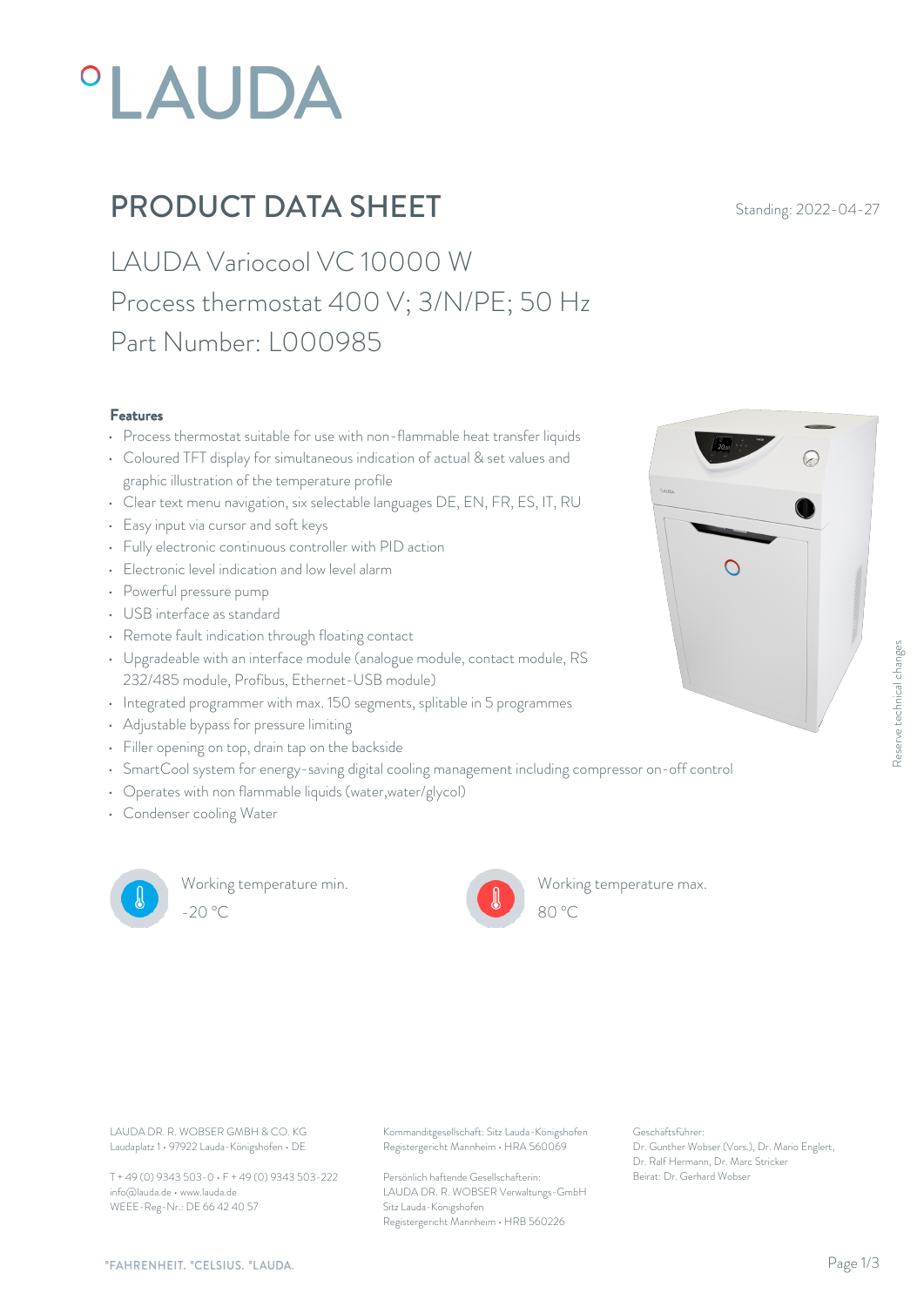# °LAUDA

## PRODUCT DATA SHEET

Standing: 2022-04-27

LAUDA Variocool VC 10000 W
Process thermostat 400 V; 3/N/PE; 50 Hz
Part Number: L000985

### Features

- Process thermostat suitable for use with non-flammable heat transfer liquids
- Coloured TFT display for simultaneous indication of actual & set values and graphic illustration of the temperature profile
- Clear text menu navigation, six selectable languages DE, EN, FR, ES, IT, RU
- Easy input via cursor and soft keys
- Fully electronic continuous controller with PID action
- Electronic level indication and low level alarm
- Powerful pressure pump
- USB interface as standard
- Remote fault indication through floating contact
- Upgradeable with an interface module (analogue module, contact module, RS 232/485 module, Profibus, Ethernet-USB module)
- Integrated programmer with max. 150 segments, splitable in 5 programmes
- Adjustable bypass for pressure limiting
- Filler opening on top, drain tap on the backside
- SmartCool system for energy-saving digital cooling management including compressor on-off control
- Operates with non flammable liquids (water,water/glycol)
- Condenser cooling Water

Working temperature min.
-20 °C

Working temperature max.
80 °C

Reserve technical changes

LAUDA DR. R. WOBSER GMBH & CO. KG
Laudaplatz 1 • 97922 Lauda-Königshofen • DE

T + 49 (0) 9343 503-0 • F + 49 (0) 9343 503-222
info@lauda.de • www.lauda.de
WEEE-Reg-Nr.: DE 66 42 40 57

Kommanditgesellschaft: Sitz Lauda-Königshofen
Registergericht Mannheim • HRA 560069

Persönlich haftende Gesellschafterin:
LAUDA DR. R. WOBSER Verwaltungs-GmbH
Sitz Lauda-Königshofen
Registergericht Mannheim • HRB 560226

Geschäftsführer:
Dr. Gunther Wobser (Vors.), Dr. Mario Englert, Dr. Ralf Hermann, Dr. Marc Stricker
Beirat: Dr. Gerhard Wobser

°FAHRENHEIT. °CELSIUS. °LAUDA.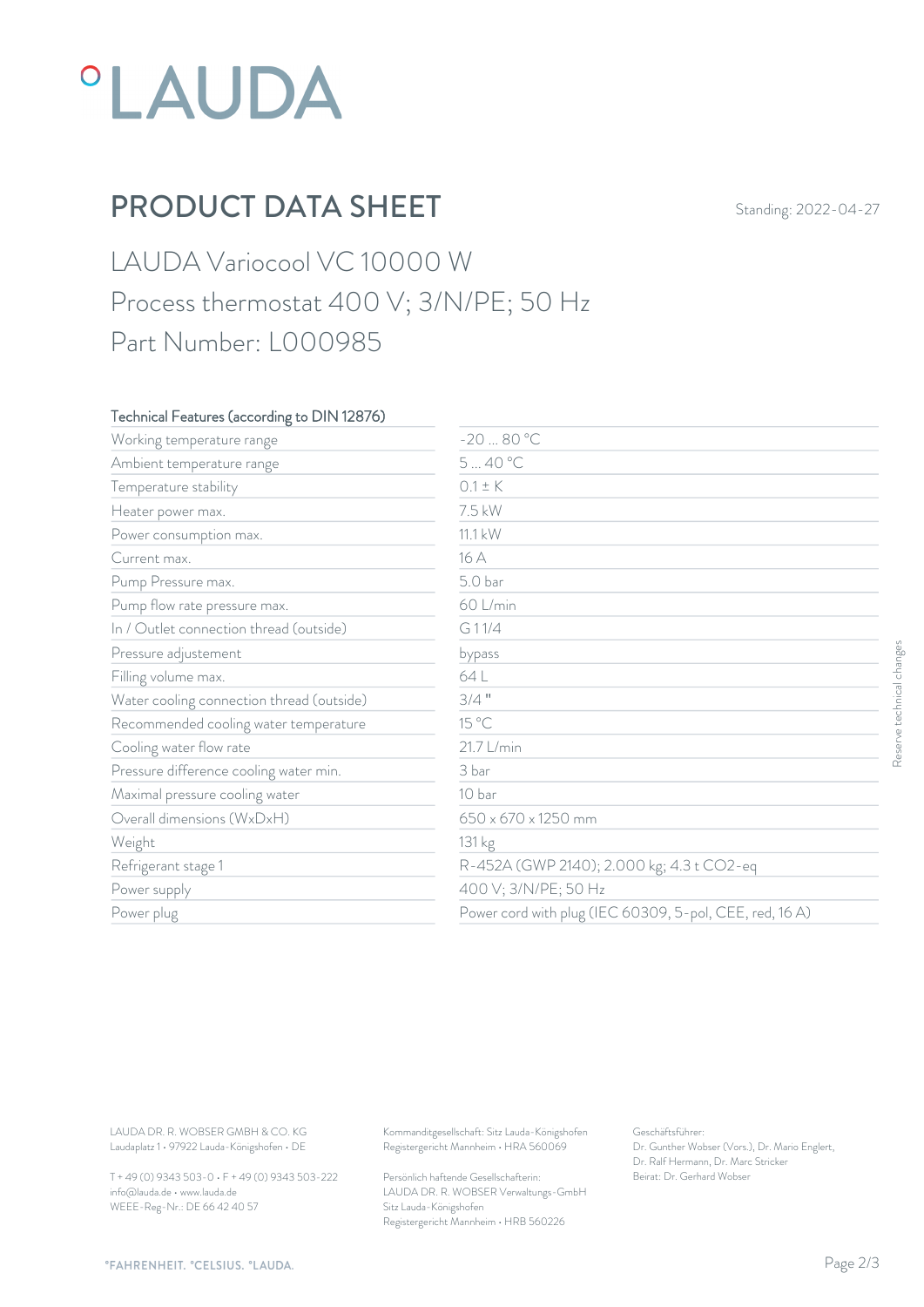# PRODUCT DATA SHEET

Standing: 2022-04-27

## LAUDA Variocool VC 10000 W
## Process thermostat 400 V; 3/N/PE; 50 Hz
## Part Number: L000985

| Technical Features (according to DIN 12876) | |
|---|---|
| Working temperature range | -20 ... 80 °C |
| Ambient temperature range | 5 ... 40 °C |
| Temperature stability | 0.1 ± K |
| Heater power max. | 7.5 kW |
| Power consumption max. | 11.1 kW |
| Current max. | 16 A |
| Pump Pressure max. | 5.0 bar |
| Pump flow rate pressure max. | 60 L/min |
| In / Outlet connection thread (outside) | G 1 1/4 |
| Pressure adjustement | bypass |
| Filling volume max. | 64 L |
| Water cooling connection thread (outside) | 3/4 " |
| Recommended cooling water temperature | 15 °C |
| Cooling water flow rate | 21.7 L/min |
| Pressure difference cooling water min. | 3 bar |
| Maximal pressure cooling water | 10 bar |
| Overall dimensions (WxDxH) | 650 x 670 x 1250 mm |
| Weight | 131 kg |
| Refrigerant stage 1 | R-452A (GWP 2140); 2.000 kg; 4.3 t $CO_2$-eq |
| Power supply | 400 V; 3/N/PE; 50 Hz |
| Power plug | Power cord with plug (IEC 60309, 5-pol, CEE, red, 16 A) |

Reserve technical changes

LAUDA DR. R. WOBSER GMBH & CO. KG
Laudaplatz 1 • 97922 Lauda-Königshofen • DE

T + 49 (0) 9343 503-0 • F + 49 (0) 9343 503-222
info@lauda.de • www.lauda.de
WEEE-Reg-Nr.: DE 66 42 40 57

Kommanditgesellschaft: Sitz Lauda-Königshofen
Registergericht Mannheim • HRA 560069

Persönlich haftende Gesellschafterin:
LAUDA DR. R. WOBSER Verwaltungs-GmbH
Sitz Lauda-Königshofen
Registergericht Mannheim • HRB 560226

Geschäftsführer:
Dr. Gunther Wobser (Vors.), Dr. Mario Englert, Dr. Ralf Hermann, Dr. Marc Stricker
Beirat: Dr. Gerhard Wobser

°FAHRENHEIT. °CELSIUS. °LAUDA.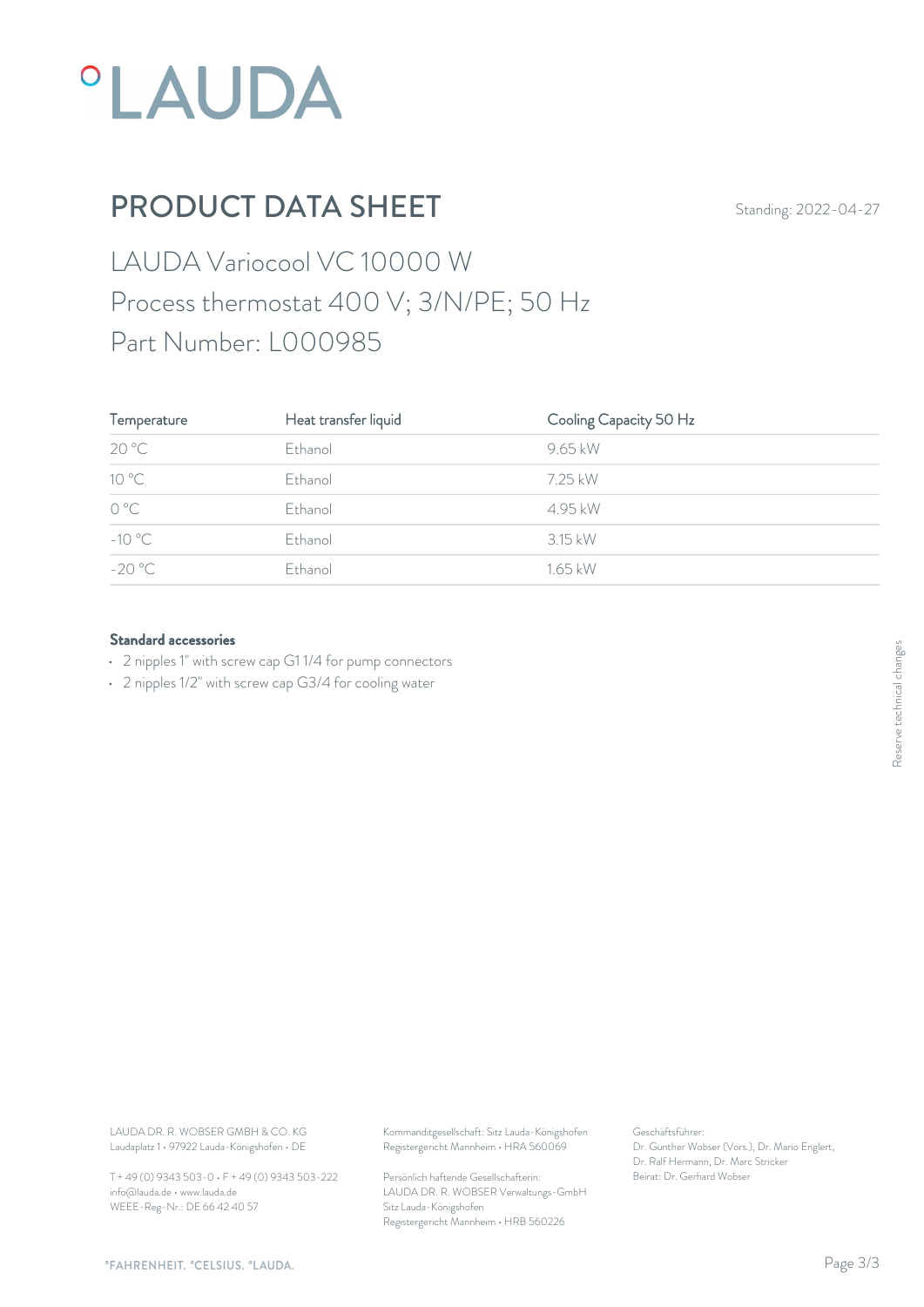# PRODUCT DATA SHEET

Standing: 2022-04-27

## LAUDA Variocool VC 10000 W
## Process thermostat 400 V; 3/N/PE; 50 Hz
## Part Number: L000985

| Temperature | Heat transfer liquid | Cooling Capacity 50 Hz |
|---|---|---|
| 20 °C | Ethanol | 9.65 kW |
| 10 °C | Ethanol | 7.25 kW |
| 0 °C | Ethanol | 4.95 kW |
| -10 °C | Ethanol | 3.15 kW |
| -20 °C | Ethanol | 1.65 kW |

**Standard accessories**

- 2 nipples 1" with screw cap G1 1/4 for pump connectors
- 2 nipples 1/2" with screw cap G3/4 for cooling water

Reserve technical changes

LAUDA DR. R. WOBSER GMBH & CO. KG
Laudaplatz 1 • 97922 Lauda-Königshofen • DE

T + 49 (0) 9343 503-0 • F + 49 (0) 9343 503-222
info@lauda.de • www.lauda.de
WEEE-Reg-Nr.: DE 66 42 40 57

Kommanditgesellschaft: Sitz Lauda-Königshofen
Registergericht Mannheim • HRA 560069

Persönlich haftende Gesellschafterin:
LAUDA DR. R. WOBSER Verwaltungs-GmbH
Sitz Lauda-Königshofen
Registergericht Mannheim • HRB 560226

Geschäftsführer:
Dr. Gunther Wobser (Vors.), Dr. Mario Englert,
Dr. Ralf Hermann, Dr. Marc Stricker
Beirat: Dr. Gerhard Wobser

°FAHRENHEIT. °CELSIUS. °LAUDA.